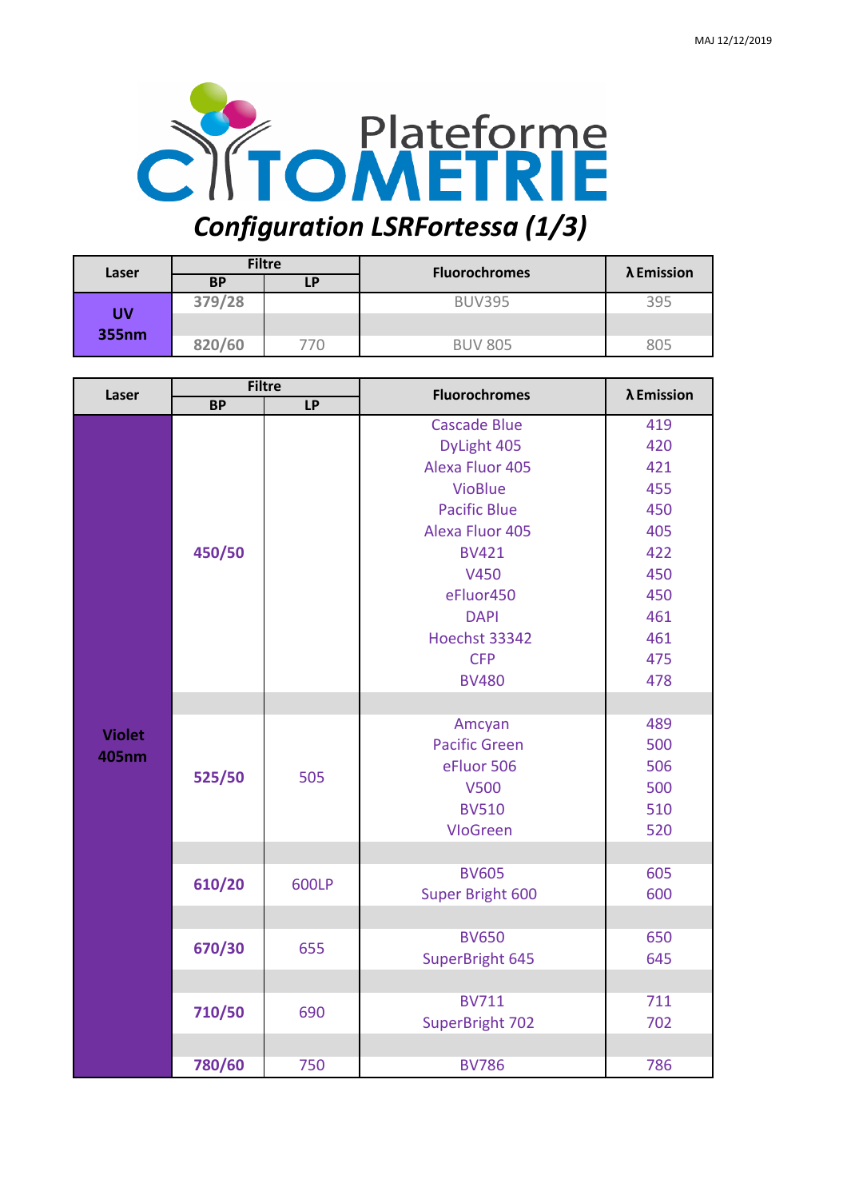MAJ 12/12/2019

# Plateforme CYTOMETRIE

## *Configuration LSRFortessa (1/3)*

| Laser | Filtre | | Fluorochromes | λ Emission |
|---|---|---|---|---|
| | BP | LP | | |
| UV 355nm | 379/28 | | BUV395 | 395 |
| | | | | |
| | 820/60 | 770 | BUV 805 | 805 |

| Laser | Filtre | | Fluorochromes | λ Emission |
|---|---|---|---|---|
| | BP | LP | | |
| Violet 405nm | 450/50 | | Cascade Blue | 419 |
| | | | DyLight 405 | 420 |
| | | | Alexa Fluor 405 | 421 |
| | | | VioBlue | 455 |
| | | | Pacific Blue | 450 |
| | | | Alexa Fluor 405 | 405 |
| | | | BV421 | 422 |
| | | | V450 | 450 |
| | | | eFluor450 | 450 |
| | | | DAPI | 461 |
| | | | Hoechst 33342 | 461 |
| | | | CFP | 475 |
| | | | BV480 | 478 |
| | | | | |
| | 525/50 | 505 | Amcyan | 489 |
| | | | Pacific Green | 500 |
| | | | eFluor 506 | 506 |
| | | | V500 | 500 |
| | | | BV510 | 510 |
| | | | VIoGreen | 520 |
| | | | | |
| | 610/20 | 600LP | BV605 | 605 |
| | | | Super Bright 600 | 600 |
| | | | | |
| | 670/30 | 655 | BV650 | 650 |
| | | | SuperBright 645 | 645 |
| | | | | |
| | 710/50 | 690 | BV711 | 711 |
| | | | SuperBright 702 | 702 |
| | | | | |
| | 780/60 | 750 | BV786 | 786 |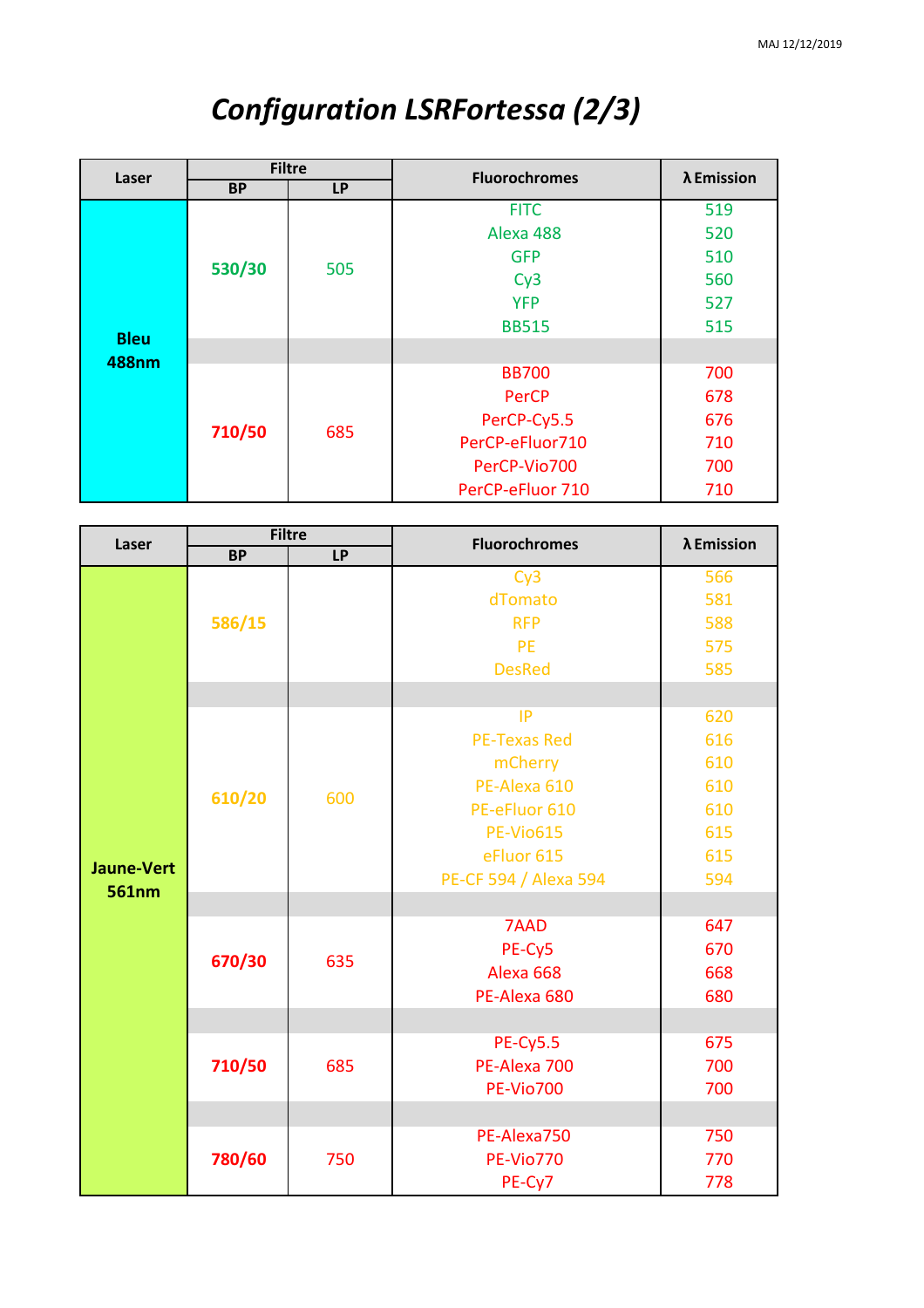MAJ 12/12/2019

# *Configuration LSRFortessa (2/3)*

| Laser | Filtre | | Fluorochromes | λ Emission |
|---|---|---|---|---|
| | BP | LP | | |
| Bleu 488nm | 530/30 | 505 | FITC | 519 |
| | | | Alexa 488 | 520 |
| | | | GFP | 510 |
| | | | Cy3 | 560 |
| | | | YFP | 527 |
| | | | BB515 | 515 |
| | | | | |
| | 710/50 | 685 | BB700 | 700 |
| | | | PerCP | 678 |
| | | | PerCP-Cy5.5 | 676 |
| | | | PerCP-eFluor710 | 710 |
| | | | PerCP-Vio700 | 700 |
| | | | PerCP-eFluor 710 | 710 |

| Laser | Filtre | | Fluorochromes | λ Emission |
|---|---|---|---|---|
| | BP | LP | | |
| Jaune-Vert 561nm | 586/15 | | Cy3 | 566 |
| | | | dTomato | 581 |
| | | | RFP | 588 |
| | | | PE | 575 |
| | | | DesRed | 585 |
| | | | | |
| | 610/20 | 600 | IP | 620 |
| | | | PE-Texas Red | 616 |
| | | | mCherry | 610 |
| | | | PE-Alexa 610 | 610 |
| | | | PE-eFluor 610 | 610 |
| | | | PE-Vio615 | 615 |
| | | | eFluor 615 | 615 |
| | | | PE-CF 594 / Alexa 594 | 594 |
| | | | | |
| | 670/30 | 635 | 7AAD | 647 |
| | | | PE-Cy5 | 670 |
| | | | Alexa 668 | 668 |
| | | | PE-Alexa 680 | 680 |
| | | | | |
| | 710/50 | 685 | PE-Cy5.5 | 675 |
| | | | PE-Alexa 700 | 700 |
| | | | PE-Vio700 | 700 |
| | | | | |
| | 780/60 | 750 | PE-Alexa750 | 750 |
| | | | PE-Vio770 | 770 |
| | | | PE-Cy7 | 778 |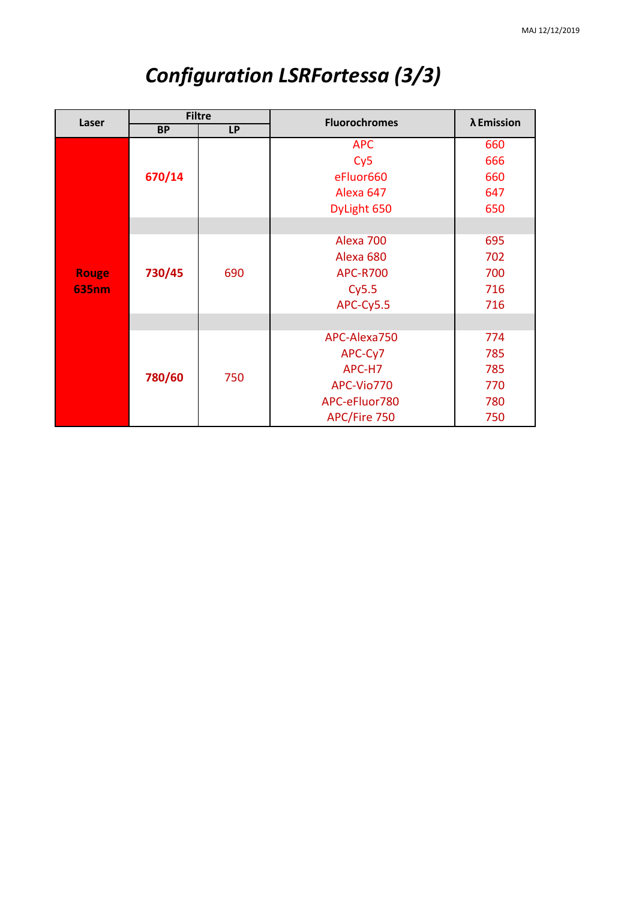# *Configuration LSRFortessa (3/3)*

| Laser | Filtre | | Fluorochromes | λ Emission |
|---|---|---|---|---|
| | BP | LP | | |
| Rouge 635nm | 670/14 | | APC | 660 |
| | | | Cy5 | 666 |
| | | | eFluor660 | 660 |
| | | | Alexa 647 | 647 |
| | | | DyLight 650 | 650 |
| | | | | |
| | 730/45 | 690 | Alexa 700 | 695 |
| | | | Alexa 680 | 702 |
| | | | APC-R700 | 700 |
| | | | Cy5.5 | 716 |
| | | | APC-Cy5.5 | 716 |
| | | | | |
| | 780/60 | 750 | APC-Alexa750 | 774 |
| | | | APC-Cy7 | 785 |
| | | | APC-H7 | 785 |
| | | | APC-Vio770 | 770 |
| | | | APC-eFluor780 | 780 |
| | | | APC/Fire 750 | 750 |